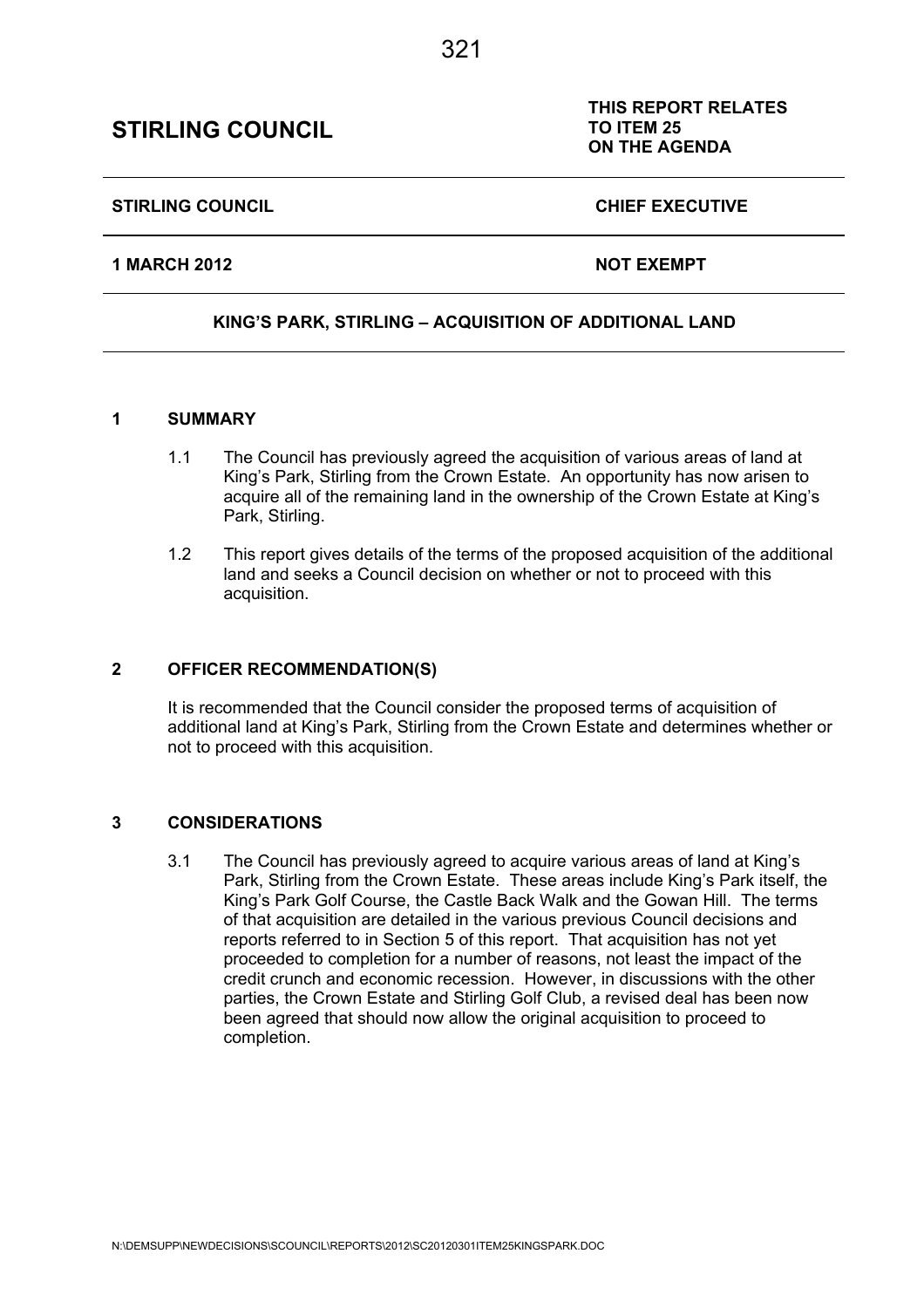# STIRLING COUNCIL

**THIS REPORT RELATES TO ITEM 25 ON THE AGENDA**

| | |
|---|---|
| **STIRLING COUNCIL** | **CHIEF EXECUTIVE** |
| **1 MARCH 2012** | **NOT EXEMPT** |

**KING'S PARK, STIRLING – ACQUISITION OF ADDITIONAL LAND**

## 1 SUMMARY

1.1 The Council has previously agreed the acquisition of various areas of land at King's Park, Stirling from the Crown Estate. An opportunity has now arisen to acquire all of the remaining land in the ownership of the Crown Estate at King's Park, Stirling.

1.2 This report gives details of the terms of the proposed acquisition of the additional land and seeks a Council decision on whether or not to proceed with this acquisition.

## 2 OFFICER RECOMMENDATION(S)

It is recommended that the Council consider the proposed terms of acquisition of additional land at King's Park, Stirling from the Crown Estate and determines whether or not to proceed with this acquisition.

## 3 CONSIDERATIONS

3.1 The Council has previously agreed to acquire various areas of land at King's Park, Stirling from the Crown Estate. These areas include King's Park itself, the King's Park Golf Course, the Castle Back Walk and the Gowan Hill. The terms of that acquisition are detailed in the various previous Council decisions and reports referred to in Section 5 of this report. That acquisition has not yet proceeded to completion for a number of reasons, not least the impact of the credit crunch and economic recession. However, in discussions with the other parties, the Crown Estate and Stirling Golf Club, a revised deal has been now been agreed that should now allow the original acquisition to proceed to completion.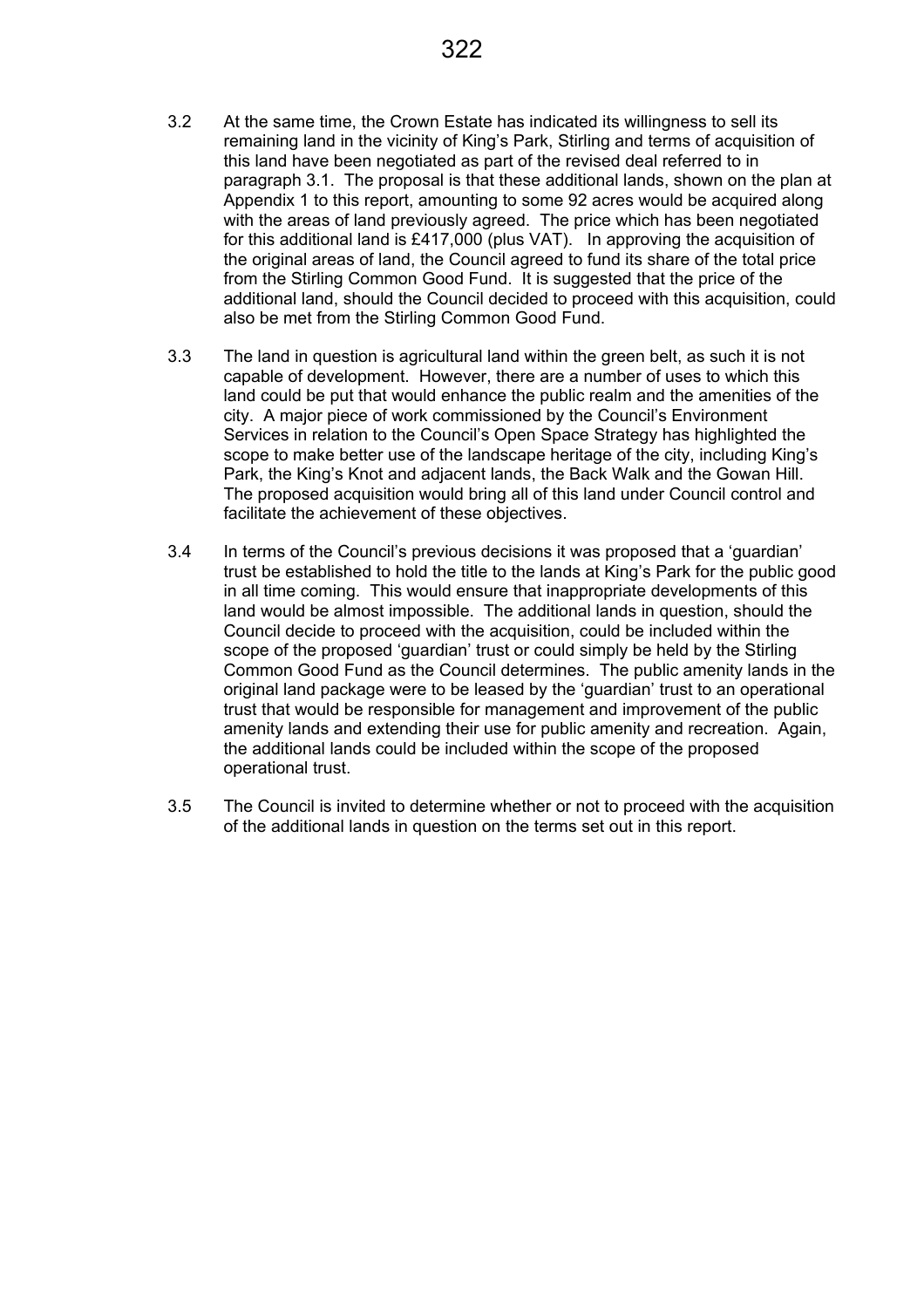3.2 At the same time, the Crown Estate has indicated its willingness to sell its remaining land in the vicinity of King's Park, Stirling and terms of acquisition of this land have been negotiated as part of the revised deal referred to in paragraph 3.1. The proposal is that these additional lands, shown on the plan at Appendix 1 to this report, amounting to some 92 acres would be acquired along with the areas of land previously agreed. The price which has been negotiated for this additional land is £417,000 (plus VAT). In approving the acquisition of the original areas of land, the Council agreed to fund its share of the total price from the Stirling Common Good Fund. It is suggested that the price of the additional land, should the Council decided to proceed with this acquisition, could also be met from the Stirling Common Good Fund.

3.3 The land in question is agricultural land within the green belt, as such it is not capable of development. However, there are a number of uses to which this land could be put that would enhance the public realm and the amenities of the city. A major piece of work commissioned by the Council's Environment Services in relation to the Council's Open Space Strategy has highlighted the scope to make better use of the landscape heritage of the city, including King's Park, the King's Knot and adjacent lands, the Back Walk and the Gowan Hill. The proposed acquisition would bring all of this land under Council control and facilitate the achievement of these objectives.

3.4 In terms of the Council's previous decisions it was proposed that a 'guardian' trust be established to hold the title to the lands at King's Park for the public good in all time coming. This would ensure that inappropriate developments of this land would be almost impossible. The additional lands in question, should the Council decide to proceed with the acquisition, could be included within the scope of the proposed 'guardian' trust or could simply be held by the Stirling Common Good Fund as the Council determines. The public amenity lands in the original land package were to be leased by the 'guardian' trust to an operational trust that would be responsible for management and improvement of the public amenity lands and extending their use for public amenity and recreation. Again, the additional lands could be included within the scope of the proposed operational trust.

3.5 The Council is invited to determine whether or not to proceed with the acquisition of the additional lands in question on the terms set out in this report.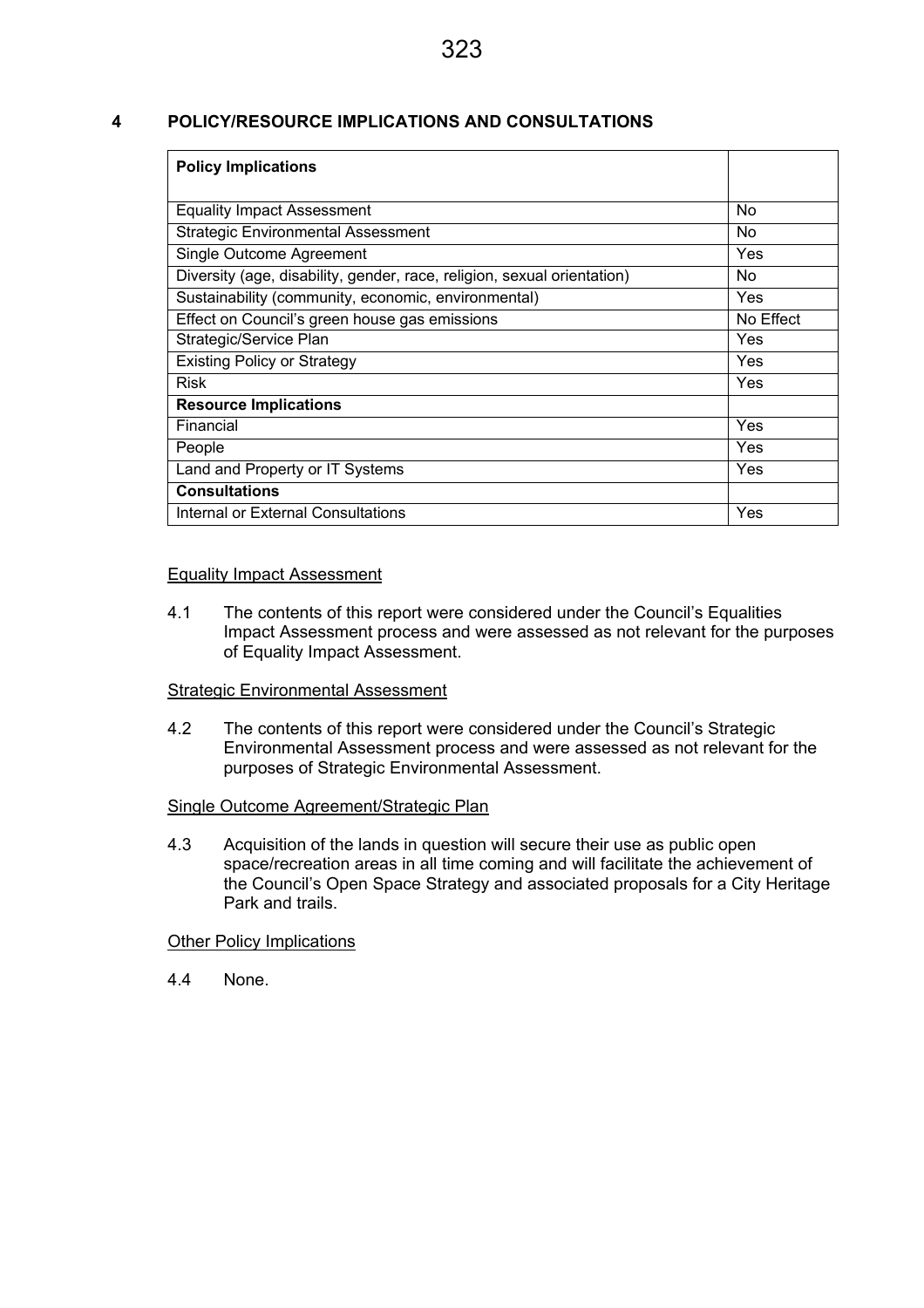## 4 POLICY/RESOURCE IMPLICATIONS AND CONSULTATIONS

| **Policy Implications** | |
|---|---|
| Equality Impact Assessment | No |
| Strategic Environmental Assessment | No |
| Single Outcome Agreement | Yes |
| Diversity (age, disability, gender, race, religion, sexual orientation) | No |
| Sustainability (community, economic, environmental) | Yes |
| Effect on Council's green house gas emissions | No Effect |
| Strategic/Service Plan | Yes |
| Existing Policy or Strategy | Yes |
| Risk | Yes |
| **Resource Implications** | |
| Financial | Yes |
| People | Yes |
| Land and Property or IT Systems | Yes |
| **Consultations** | |
| Internal or External Consultations | Yes |

### Equality Impact Assessment

4.1 The contents of this report were considered under the Council's Equalities Impact Assessment process and were assessed as not relevant for the purposes of Equality Impact Assessment.

### Strategic Environmental Assessment

4.2 The contents of this report were considered under the Council's Strategic Environmental Assessment process and were assessed as not relevant for the purposes of Strategic Environmental Assessment.

### Single Outcome Agreement/Strategic Plan

4.3 Acquisition of the lands in question will secure their use as public open space/recreation areas in all time coming and will facilitate the achievement of the Council's Open Space Strategy and associated proposals for a City Heritage Park and trails.

### Other Policy Implications

4.4 None.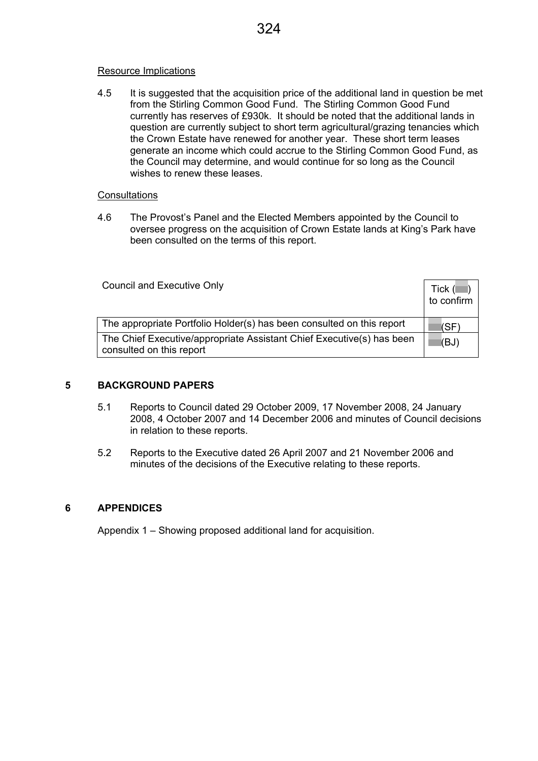Resource Implications

4.5 It is suggested that the acquisition price of the additional land in question be met from the Stirling Common Good Fund. The Stirling Common Good Fund currently has reserves of £930k. It should be noted that the additional lands in question are currently subject to short term agricultural/grazing tenancies which the Crown Estate have renewed for another year. These short term leases generate an income which could accrue to the Stirling Common Good Fund, as the Council may determine, and would continue for so long as the Council wishes to renew these leases.

Consultations

4.6 The Provost's Panel and the Elected Members appointed by the Council to oversee progress on the acquisition of Crown Estate lands at King's Park have been consulted on the terms of this report.

| Council and Executive Only | Tick ( ) to confirm |
|---|---|
| The appropriate Portfolio Holder(s) has been consulted on this report | (SF) |
| The Chief Executive/appropriate Assistant Chief Executive(s) has been consulted on this report | (BJ) |

## 5 BACKGROUND PAPERS

5.1 Reports to Council dated 29 October 2009, 17 November 2008, 24 January 2008, 4 October 2007 and 14 December 2006 and minutes of Council decisions in relation to these reports.

5.2 Reports to the Executive dated 26 April 2007 and 21 November 2006 and minutes of the decisions of the Executive relating to these reports.

## 6 APPENDICES

Appendix 1 – Showing proposed additional land for acquisition.